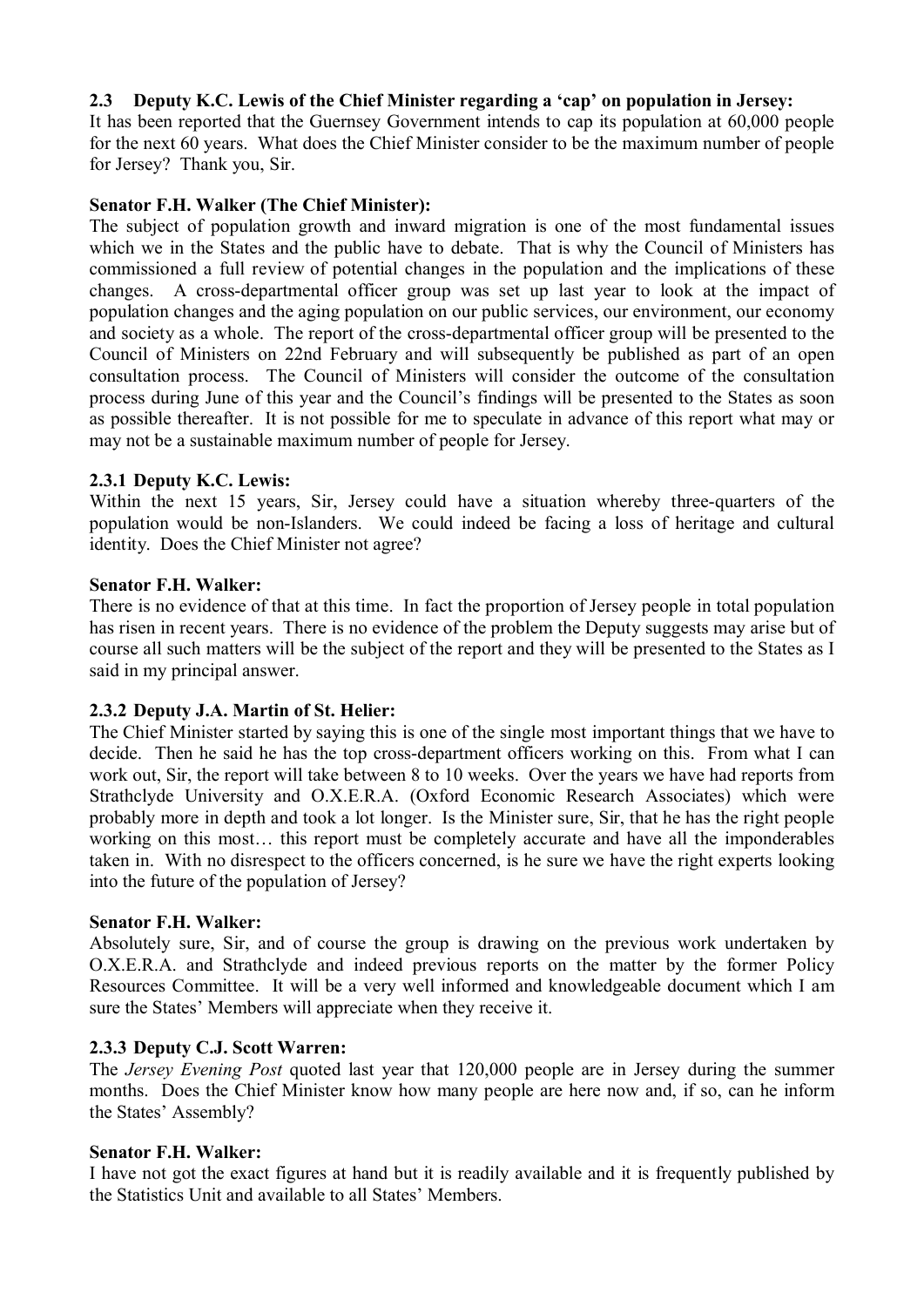### 2.3 Deputy K.C. Lewis of the Chief Minister regarding a 'cap' on population in Jersey:

It has been reported that the Guernsey Government intends to cap its population at 60,000 people for the next 60 years. What does the Chief Minister consider to be the maximum number of people for Jersey? Thank you, Sir.

**Senator F.H. Walker (The Chief Minister):**

The subject of population growth and inward migration is one of the most fundamental issues which we in the States and the public have to debate. That is why the Council of Ministers has commissioned a full review of potential changes in the population and the implications of these changes. A cross-departmental officer group was set up last year to look at the impact of population changes and the aging population on our public services, our environment, our economy and society as a whole. The report of the cross-departmental officer group will be presented to the Council of Ministers on 22nd February and will subsequently be published as part of an open consultation process. The Council of Ministers will consider the outcome of the consultation process during June of this year and the Council's findings will be presented to the States as soon as possible thereafter. It is not possible for me to speculate in advance of this report what may or may not be a sustainable maximum number of people for Jersey.

#### 2.3.1 Deputy K.C. Lewis:

Within the next 15 years, Sir, Jersey could have a situation whereby three-quarters of the population would be non-Islanders. We could indeed be facing a loss of heritage and cultural identity. Does the Chief Minister not agree?

**Senator F.H. Walker:**

There is no evidence of that at this time. In fact the proportion of Jersey people in total population has risen in recent years. There is no evidence of the problem the Deputy suggests may arise but of course all such matters will be the subject of the report and they will be presented to the States as I said in my principal answer.

#### 2.3.2 Deputy J.A. Martin of St. Helier:

The Chief Minister started by saying this is one of the single most important things that we have to decide. Then he said he has the top cross-department officers working on this. From what I can work out, Sir, the report will take between 8 to 10 weeks. Over the years we have had reports from Strathclyde University and O.X.E.R.A. (Oxford Economic Research Associates) which were probably more in depth and took a lot longer. Is the Minister sure, Sir, that he has the right people working on this most… this report must be completely accurate and have all the imponderables taken in. With no disrespect to the officers concerned, is he sure we have the right experts looking into the future of the population of Jersey?

**Senator F.H. Walker:**

Absolutely sure, Sir, and of course the group is drawing on the previous work undertaken by O.X.E.R.A. and Strathclyde and indeed previous reports on the matter by the former Policy Resources Committee. It will be a very well informed and knowledgeable document which I am sure the States' Members will appreciate when they receive it.

#### 2.3.3 Deputy C.J. Scott Warren:

The *Jersey Evening Post* quoted last year that 120,000 people are in Jersey during the summer months. Does the Chief Minister know how many people are here now and, if so, can he inform the States' Assembly?

**Senator F.H. Walker:**

I have not got the exact figures at hand but it is readily available and it is frequently published by the Statistics Unit and available to all States' Members.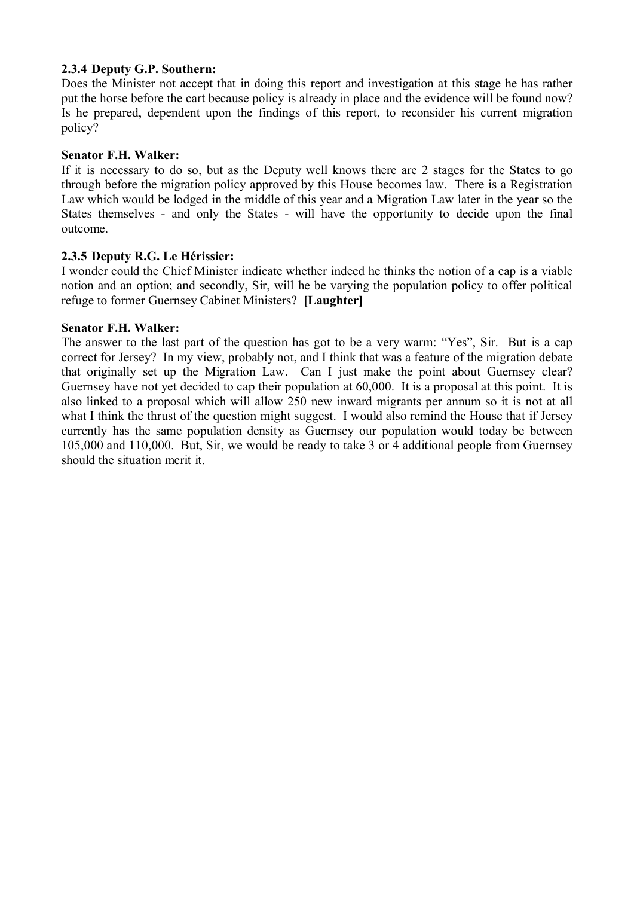### 2.3.4 Deputy G.P. Southern:

Does the Minister not accept that in doing this report and investigation at this stage he has rather put the horse before the cart because policy is already in place and the evidence will be found now? Is he prepared, dependent upon the findings of this report, to reconsider his current migration policy?

**Senator F.H. Walker:**

If it is necessary to do so, but as the Deputy well knows there are 2 stages for the States to go through before the migration policy approved by this House becomes law. There is a Registration Law which would be lodged in the middle of this year and a Migration Law later in the year so the States themselves - and only the States - will have the opportunity to decide upon the final outcome.

### 2.3.5 Deputy R.G. Le Hérissier:

I wonder could the Chief Minister indicate whether indeed he thinks the notion of a cap is a viable notion and an option; and secondly, Sir, will he be varying the population policy to offer political refuge to former Guernsey Cabinet Ministers? **[Laughter]**

**Senator F.H. Walker:**

The answer to the last part of the question has got to be a very warm: "Yes", Sir. But is a cap correct for Jersey? In my view, probably not, and I think that was a feature of the migration debate that originally set up the Migration Law. Can I just make the point about Guernsey clear? Guernsey have not yet decided to cap their population at 60,000. It is a proposal at this point. It is also linked to a proposal which will allow 250 new inward migrants per annum so it is not at all what I think the thrust of the question might suggest. I would also remind the House that if Jersey currently has the same population density as Guernsey our population would today be between 105,000 and 110,000. But, Sir, we would be ready to take 3 or 4 additional people from Guernsey should the situation merit it.